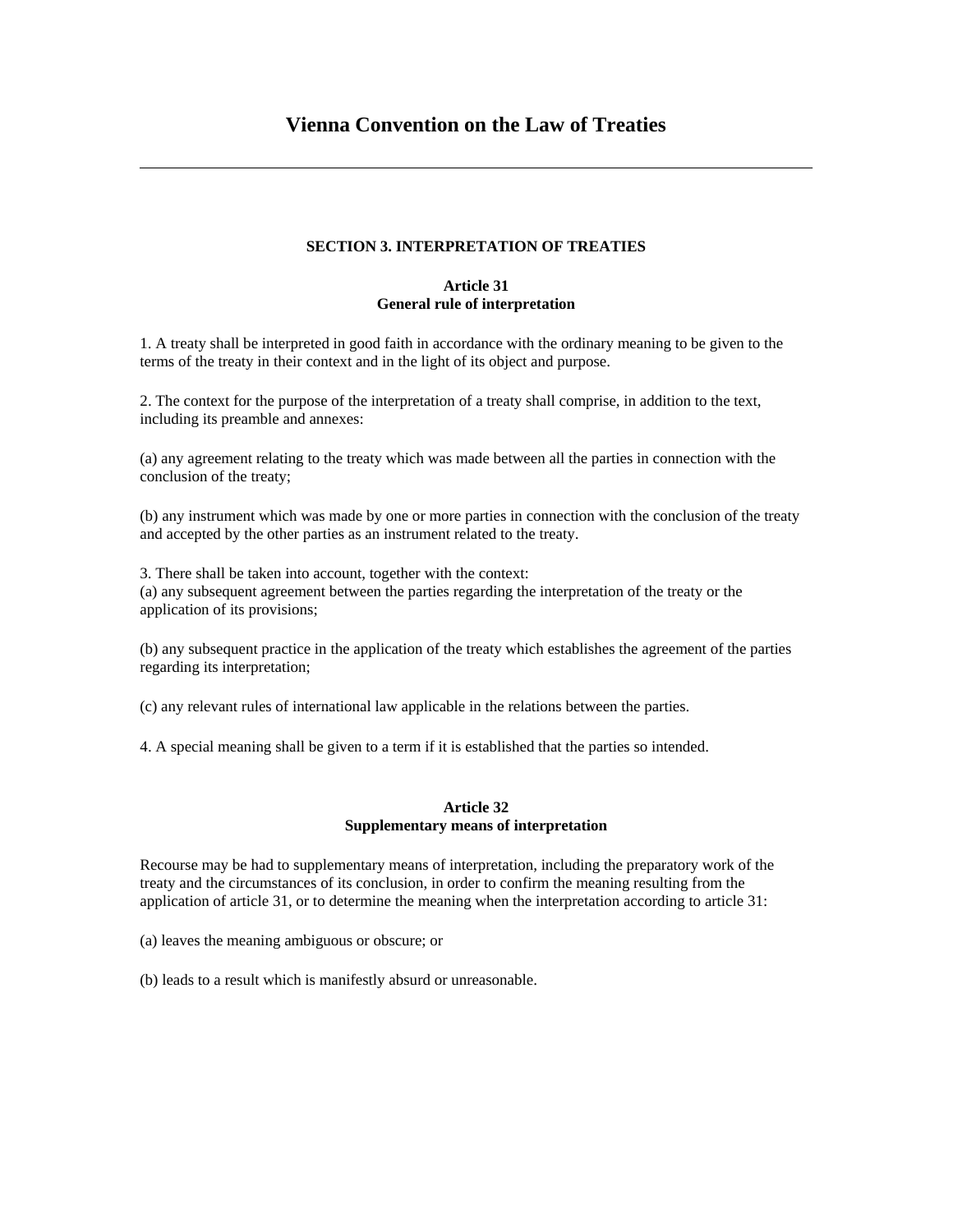# Vienna Convention on the Law of Treaties

---

### SECTION 3. INTERPRETATION OF TREATIES

#### Article 31
#### General rule of interpretation

1. A treaty shall be interpreted in good faith in accordance with the ordinary meaning to be given to the terms of the treaty in their context and in the light of its object and purpose.

2. The context for the purpose of the interpretation of a treaty shall comprise, in addition to the text, including its preamble and annexes:

(a) any agreement relating to the treaty which was made between all the parties in connection with the conclusion of the treaty;

(b) any instrument which was made by one or more parties in connection with the conclusion of the treaty and accepted by the other parties as an instrument related to the treaty.

3. There shall be taken into account, together with the context:
(a) any subsequent agreement between the parties regarding the interpretation of the treaty or the application of its provisions;

(b) any subsequent practice in the application of the treaty which establishes the agreement of the parties regarding its interpretation;

(c) any relevant rules of international law applicable in the relations between the parties.

4. A special meaning shall be given to a term if it is established that the parties so intended.

#### Article 32
#### Supplementary means of interpretation

Recourse may be had to supplementary means of interpretation, including the preparatory work of the treaty and the circumstances of its conclusion, in order to confirm the meaning resulting from the application of article 31, or to determine the meaning when the interpretation according to article 31:

(a) leaves the meaning ambiguous or obscure; or

(b) leads to a result which is manifestly absurd or unreasonable.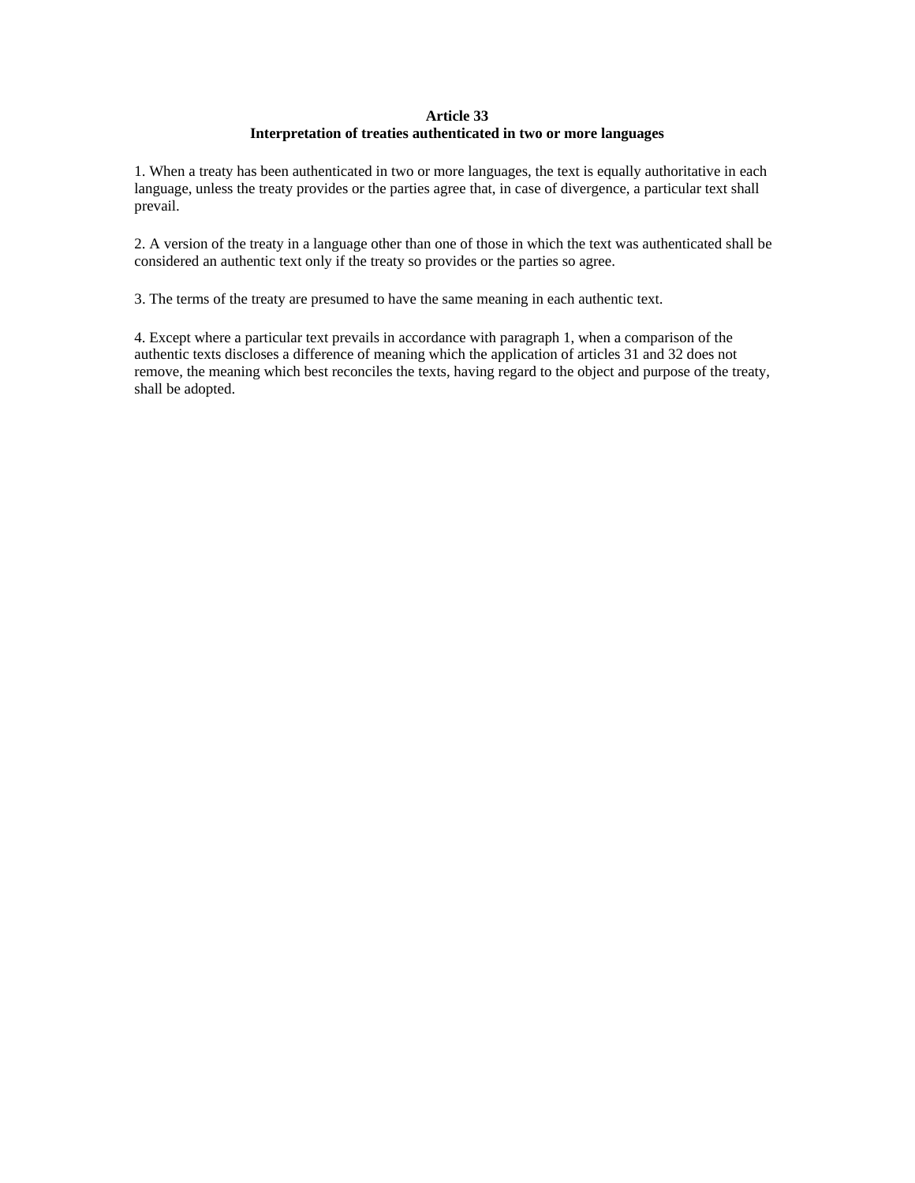## Article 33
## Interpretation of treaties authenticated in two or more languages

1. When a treaty has been authenticated in two or more languages, the text is equally authoritative in each language, unless the treaty provides or the parties agree that, in case of divergence, a particular text shall prevail.

2. A version of the treaty in a language other than one of those in which the text was authenticated shall be considered an authentic text only if the treaty so provides or the parties so agree.

3. The terms of the treaty are presumed to have the same meaning in each authentic text.

4. Except where a particular text prevails in accordance with paragraph 1, when a comparison of the authentic texts discloses a difference of meaning which the application of articles 31 and 32 does not remove, the meaning which best reconciles the texts, having regard to the object and purpose of the treaty, shall be adopted.